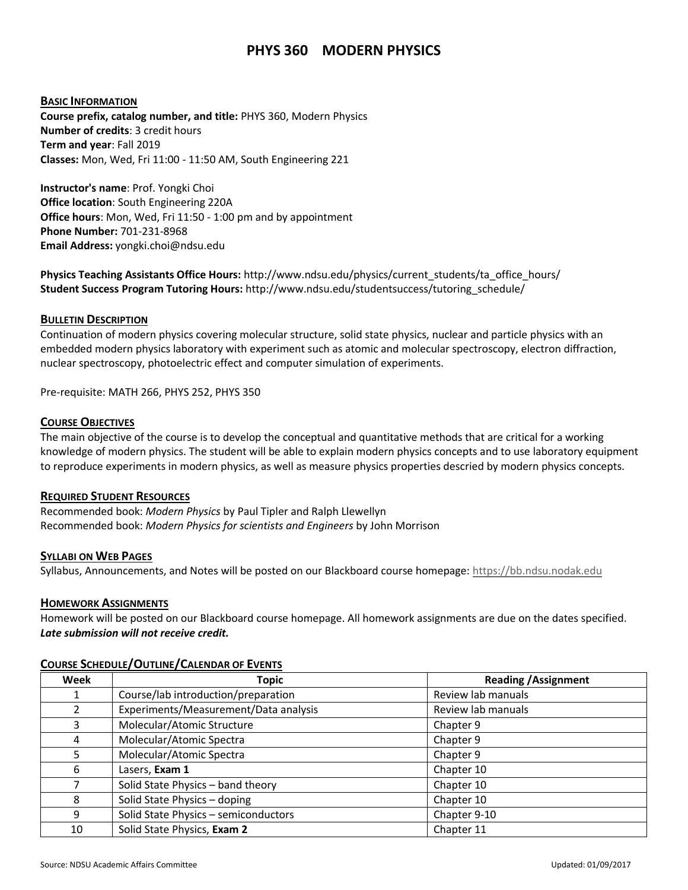# PHYS 360 MODERN PHYSICS

## Basic Information

**Course prefix, catalog number, and title:** PHYS 360, Modern Physics
**Number of credits**: 3 credit hours
**Term and year**: Fall 2019
**Classes:** Mon, Wed, Fri 11:00 - 11:50 AM, South Engineering 221

**Instructor's name**: Prof. Yongki Choi
**Office location**: South Engineering 220A
**Office hours**: Mon, Wed, Fri 11:50 - 1:00 pm and by appointment
**Phone Number:** 701-231-8968
**Email Address:** yongki.choi@ndsu.edu

**Physics Teaching Assistants Office Hours:** http://www.ndsu.edu/physics/current_students/ta_office_hours/
**Student Success Program Tutoring Hours:** http://www.ndsu.edu/studentsuccess/tutoring_schedule/

## Bulletin Description

Continuation of modern physics covering molecular structure, solid state physics, nuclear and particle physics with an embedded modern physics laboratory with experiment such as atomic and molecular spectroscopy, electron diffraction, nuclear spectroscopy, photoelectric effect and computer simulation of experiments.

Pre-requisite: MATH 266, PHYS 252, PHYS 350

## Course Objectives

The main objective of the course is to develop the conceptual and quantitative methods that are critical for a working knowledge of modern physics. The student will be able to explain modern physics concepts and to use laboratory equipment to reproduce experiments in modern physics, as well as measure physics properties descried by modern physics concepts.

## Required Student Resources

Recommended book: *Modern Physics* by Paul Tipler and Ralph Llewellyn
Recommended book: *Modern Physics for scientists and Engineers* by John Morrison

## Syllabi on Web Pages

Syllabus, Announcements, and Notes will be posted on our Blackboard course homepage: https://bb.ndsu.nodak.edu

## Homework Assignments

Homework will be posted on our Blackboard course homepage. All homework assignments are due on the dates specified. ***Late submission will not receive credit.***

## Course Schedule/Outline/Calendar of Events

| Week | Topic | Reading /Assignment |
|---|---|---|
| 1 | Course/lab introduction/preparation | Review lab manuals |
| 2 | Experiments/Measurement/Data analysis | Review lab manuals |
| 3 | Molecular/Atomic Structure | Chapter 9 |
| 4 | Molecular/Atomic Spectra | Chapter 9 |
| 5 | Molecular/Atomic Spectra | Chapter 9 |
| 6 | Lasers, **Exam 1** | Chapter 10 |
| 7 | Solid State Physics – band theory | Chapter 10 |
| 8 | Solid State Physics – doping | Chapter 10 |
| 9 | Solid State Physics – semiconductors | Chapter 9-10 |
| 10 | Solid State Physics, **Exam 2** | Chapter 11 |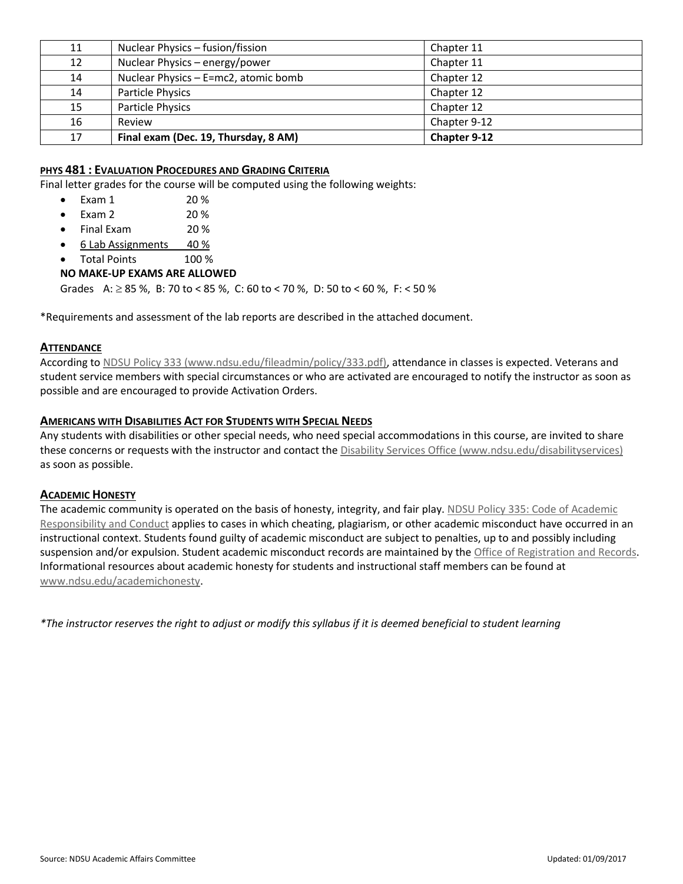| 11 | Nuclear Physics – fusion/fission | Chapter 11 |
|---|---|---|
| 12 | Nuclear Physics – energy/power | Chapter 11 |
| 14 | Nuclear Physics – E=mc2, atomic bomb | Chapter 12 |
| 14 | Particle Physics | Chapter 12 |
| 15 | Particle Physics | Chapter 12 |
| 16 | Review | Chapter 9-12 |
| 17 | **Final exam (Dec. 19, Thursday, 8 AM)** | **Chapter 9-12** |

## PHYS 481 : EVALUATION PROCEDURES AND GRADING CRITERIA

Final letter grades for the course will be computed using the following weights:

- Exam 1 20 %
- Exam 2 20 %
- Final Exam 20 %
- 6 Lab Assignments 40 %
- Total Points 100 %

**NO MAKE-UP EXAMS ARE ALLOWED**

Grades A: $\geq$ 85 %, B: 70 to < 85 %, C: 60 to < 70 %, D: 50 to < 60 %, F: < 50 %

*Requirements and assessment of the lab reports are described in the attached document.

## ATTENDANCE

According to NDSU Policy 333 (www.ndsu.edu/fileadmin/policy/333.pdf), attendance in classes is expected. Veterans and student service members with special circumstances or who are activated are encouraged to notify the instructor as soon as possible and are encouraged to provide Activation Orders.

## AMERICANS WITH DISABILITIES ACT FOR STUDENTS WITH SPECIAL NEEDS

Any students with disabilities or other special needs, who need special accommodations in this course, are invited to share these concerns or requests with the instructor and contact the Disability Services Office (www.ndsu.edu/disabilityservices) as soon as possible.

## ACADEMIC HONESTY

The academic community is operated on the basis of honesty, integrity, and fair play. NDSU Policy 335: Code of Academic Responsibility and Conduct applies to cases in which cheating, plagiarism, or other academic misconduct have occurred in an instructional context. Students found guilty of academic misconduct are subject to penalties, up to and possibly including suspension and/or expulsion. Student academic misconduct records are maintained by the Office of Registration and Records. Informational resources about academic honesty for students and instructional staff members can be found at www.ndsu.edu/academichonesty.

*\*The instructor reserves the right to adjust or modify this syllabus if it is deemed beneficial to student learning*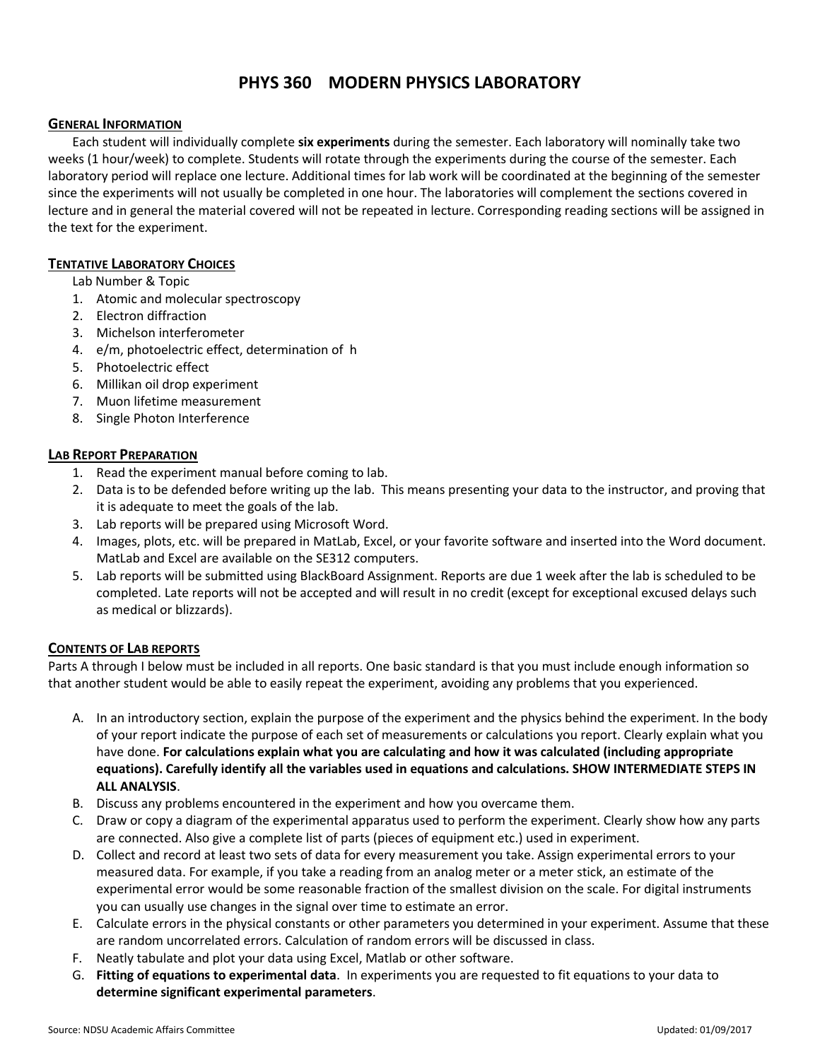# PHYS 360 MODERN PHYSICS LABORATORY

## General Information

Each student will individually complete **six experiments** during the semester. Each laboratory will nominally take two weeks (1 hour/week) to complete. Students will rotate through the experiments during the course of the semester. Each laboratory period will replace one lecture. Additional times for lab work will be coordinated at the beginning of the semester since the experiments will not usually be completed in one hour. The laboratories will complement the sections covered in lecture and in general the material covered will not be repeated in lecture. Corresponding reading sections will be assigned in the text for the experiment.

## Tentative Laboratory Choices

Lab Number & Topic

1. Atomic and molecular spectroscopy
2. Electron diffraction
3. Michelson interferometer
4. e/m, photoelectric effect, determination of h
5. Photoelectric effect
6. Millikan oil drop experiment
7. Muon lifetime measurement
8. Single Photon Interference

## Lab Report Preparation

1. Read the experiment manual before coming to lab.
2. Data is to be defended before writing up the lab. This means presenting your data to the instructor, and proving that it is adequate to meet the goals of the lab.
3. Lab reports will be prepared using Microsoft Word.
4. Images, plots, etc. will be prepared in MatLab, Excel, or your favorite software and inserted into the Word document. MatLab and Excel are available on the SE312 computers.
5. Lab reports will be submitted using BlackBoard Assignment. Reports are due 1 week after the lab is scheduled to be completed. Late reports will not be accepted and will result in no credit (except for exceptional excused delays such as medical or blizzards).

## Contents of Lab reports

Parts A through I below must be included in all reports. One basic standard is that you must include enough information so that another student would be able to easily repeat the experiment, avoiding any problems that you experienced.

A. In an introductory section, explain the purpose of the experiment and the physics behind the experiment. In the body of your report indicate the purpose of each set of measurements or calculations you report. Clearly explain what you have done. **For calculations explain what you are calculating and how it was calculated (including appropriate equations). Carefully identify all the variables used in equations and calculations. SHOW INTERMEDIATE STEPS IN ALL ANALYSIS**.
B. Discuss any problems encountered in the experiment and how you overcame them.
C. Draw or copy a diagram of the experimental apparatus used to perform the experiment. Clearly show how any parts are connected. Also give a complete list of parts (pieces of equipment etc.) used in experiment.
D. Collect and record at least two sets of data for every measurement you take. Assign experimental errors to your measured data. For example, if you take a reading from an analog meter or a meter stick, an estimate of the experimental error would be some reasonable fraction of the smallest division on the scale. For digital instruments you can usually use changes in the signal over time to estimate an error.
E. Calculate errors in the physical constants or other parameters you determined in your experiment. Assume that these are random uncorrelated errors. Calculation of random errors will be discussed in class.
F. Neatly tabulate and plot your data using Excel, Matlab or other software.
G. **Fitting of equations to experimental data**. In experiments you are requested to fit equations to your data to **determine significant experimental parameters**.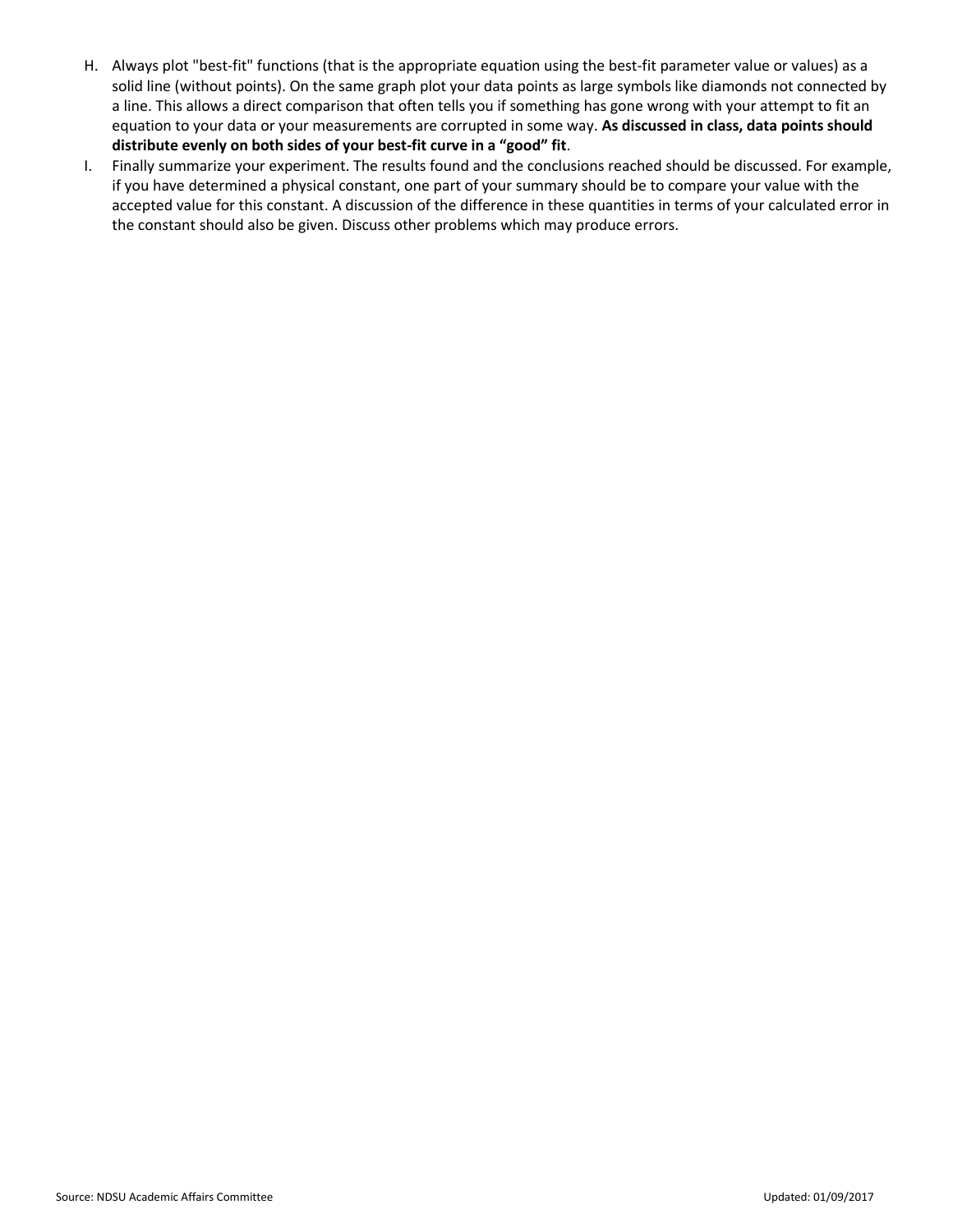H. Always plot "best-fit" functions (that is the appropriate equation using the best-fit parameter value or values) as a solid line (without points). On the same graph plot your data points as large symbols like diamonds not connected by a line. This allows a direct comparison that often tells you if something has gone wrong with your attempt to fit an equation to your data or your measurements are corrupted in some way. **As discussed in class, data points should distribute evenly on both sides of your best-fit curve in a "good" fit**.

I. Finally summarize your experiment. The results found and the conclusions reached should be discussed. For example, if you have determined a physical constant, one part of your summary should be to compare your value with the accepted value for this constant. A discussion of the difference in these quantities in terms of your calculated error in the constant should also be given. Discuss other problems which may produce errors.